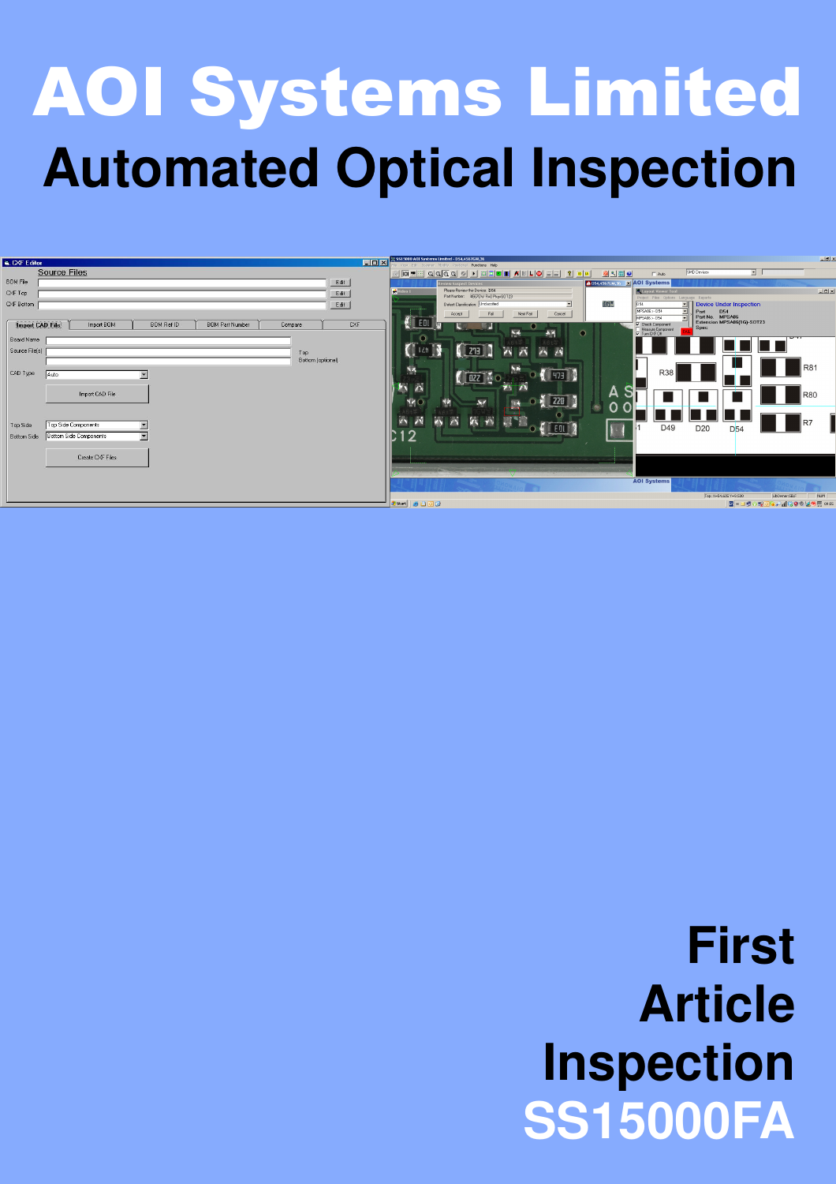# AOI Systems Limited

## Automated Optical Inspection

# First Article Inspection SS15000FA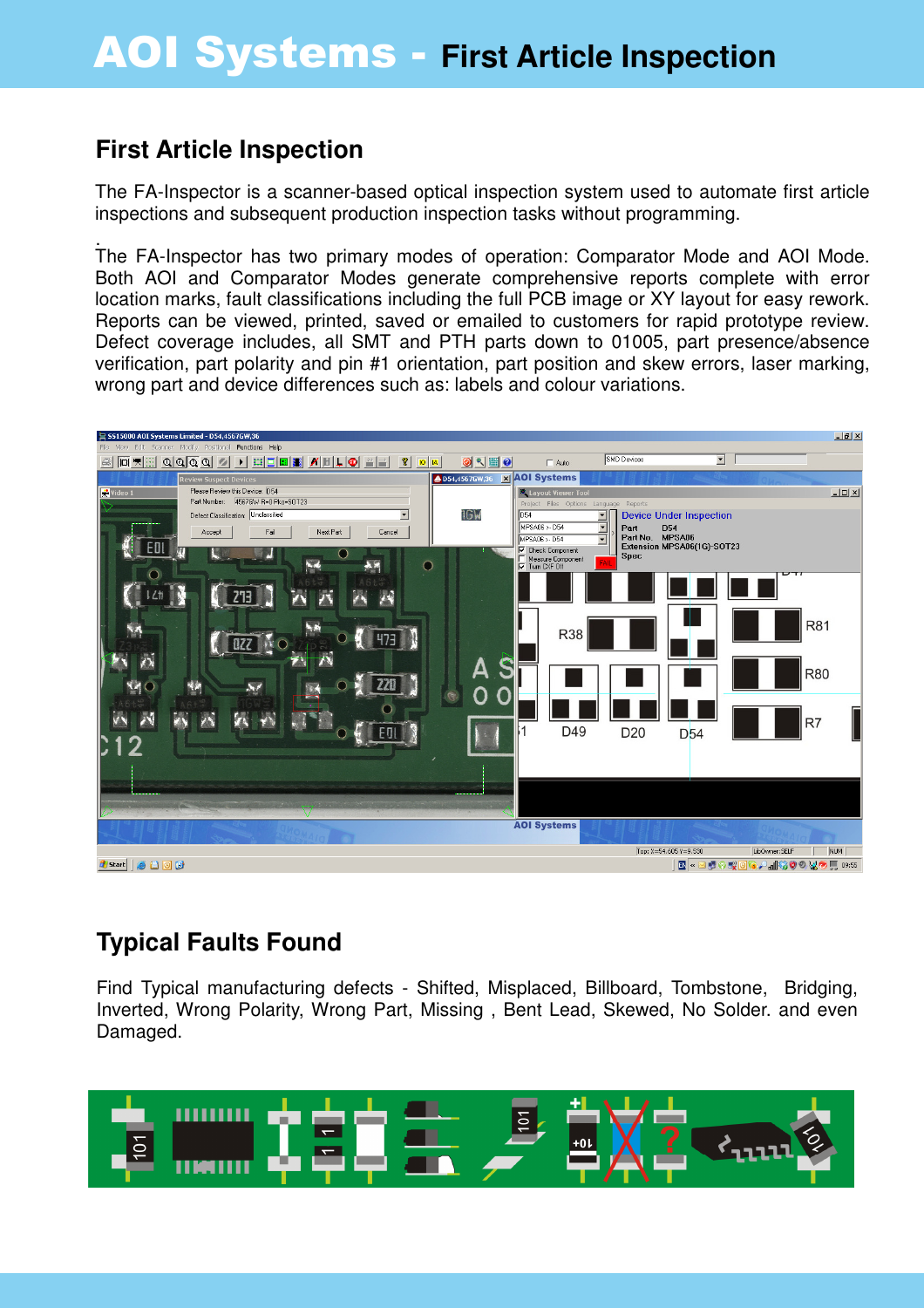# AOI Systems - First Article Inspection

## First Article Inspection

The FA-Inspector is a scanner-based optical inspection system used to automate first article inspections and subsequent production inspection tasks without programming.

The FA-Inspector has two primary modes of operation: Comparator Mode and AOI Mode. Both AOI and Comparator Modes generate comprehensive reports complete with error location marks, fault classifications including the full PCB image or XY layout for easy rework. Reports can be viewed, printed, saved or emailed to customers for rapid prototype review. Defect coverage includes, all SMT and PTH parts down to 01005, part presence/absence verification, part polarity and pin #1 orientation, part position and skew errors, laser marking, wrong part and device differences such as: labels and colour variations.

## Typical Faults Found

Find Typical manufacturing defects - Shifted, Misplaced, Billboard, Tombstone, Bridging, Inverted, Wrong Polarity, Wrong Part, Missing , Bent Lead, Skewed, No Solder. and even Damaged.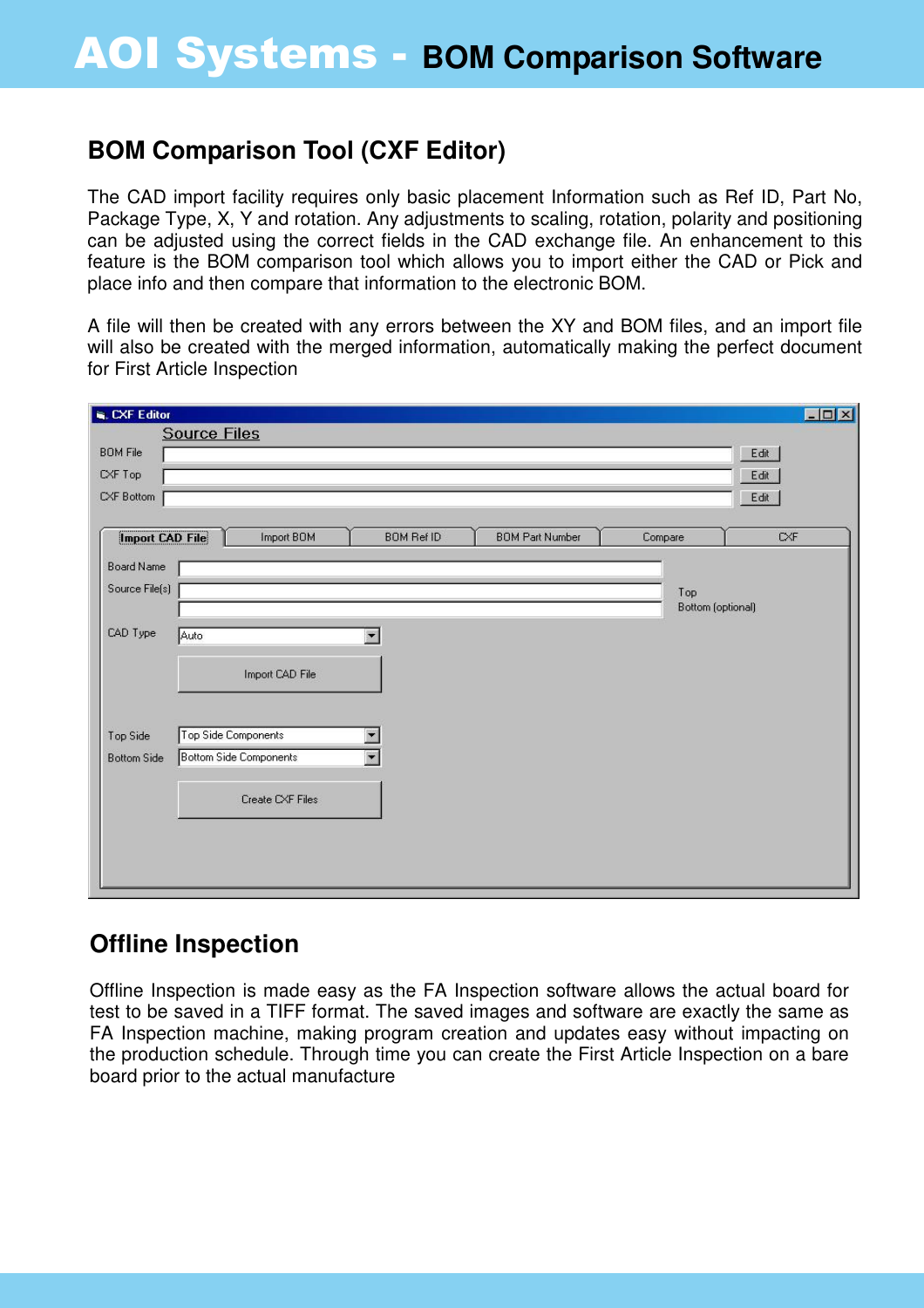## BOM Comparison Tool (CXF Editor)

The CAD import facility requires only basic placement Information such as Ref ID, Part No, Package Type, X, Y and rotation. Any adjustments to scaling, rotation, polarity and positioning can be adjusted using the correct fields in the CAD exchange file. An enhancement to this feature is the BOM comparison tool which allows you to import either the CAD or Pick and place info and then compare that information to the electronic BOM.

A file will then be created with any errors between the XY and BOM files, and an import file will also be created with the merged information, automatically making the perfect document for First Article Inspection

## Offline Inspection

Offline Inspection is made easy as the FA Inspection software allows the actual board for test to be saved in a TIFF format. The saved images and software are exactly the same as FA Inspection machine, making program creation and updates easy without impacting on the production schedule. Through time you can create the First Article Inspection on a bare board prior to the actual manufacture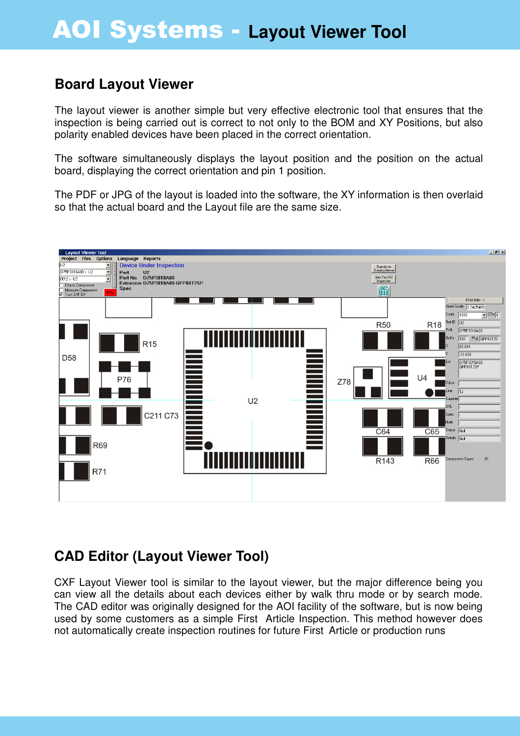## Board Layout Viewer

The layout viewer is another simple but very effective electronic tool that ensures that the inspection is being carried out is correct to not only to the BOM and XY Positions, but also polarity enabled devices have been placed in the correct orientation.

The software simultaneously displays the layout position and the position on the actual board, displaying the correct orientation and pin 1 position.

The PDF or JPG of the layout is loaded into the software, the XY information is then overlaid so that the actual board and the Layout file are the same size.

## CAD Editor (Layout Viewer Tool)

CXF Layout Viewer tool is similar to the layout viewer, but the major difference being you can view all the details about each devices either by walk thru mode or by search mode. The CAD editor was originally designed for the AOI facility of the software, but is now being used by some customers as a simple First Article Inspection. This method however does not automatically create inspection routines for future First Article or production runs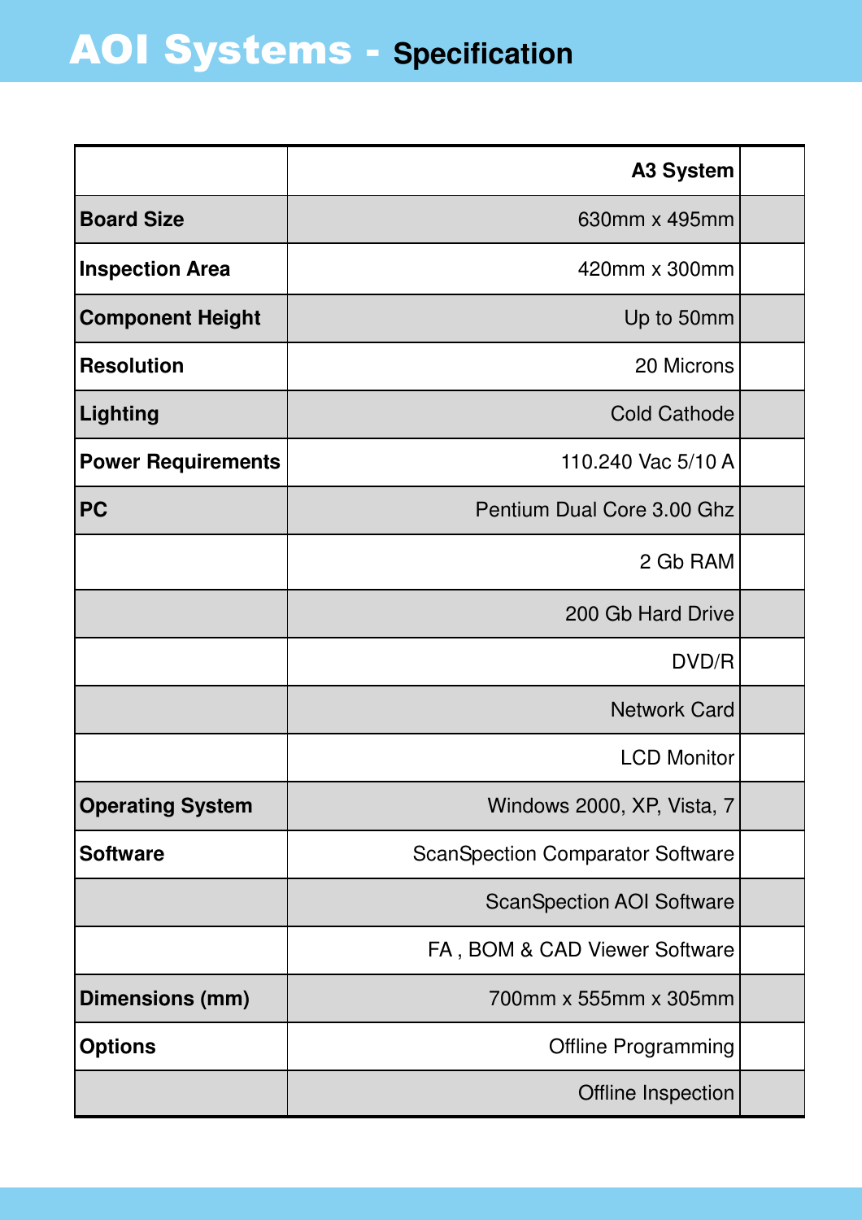# AOI Systems - Specification

| | A3 System | |
|---|---|---|
| **Board Size** | 630mm x 495mm | |
| **Inspection Area** | 420mm x 300mm | |
| **Component Height** | Up to 50mm | |
| **Resolution** | 20 Microns | |
| **Lighting** | Cold Cathode | |
| **Power Requirements** | 110.240 Vac 5/10 A | |
| **PC** | Pentium Dual Core 3.00 Ghz | |
| | 2 Gb RAM | |
| | 200 Gb Hard Drive | |
| | DVD/R | |
| | Network Card | |
| | LCD Monitor | |
| **Operating System** | Windows 2000, XP, Vista, 7 | |
| **Software** | ScanSpection Comparator Software | |
| | ScanSpection AOI Software | |
| | FA , BOM & CAD Viewer Software | |
| **Dimensions (mm)** | 700mm x 555mm x 305mm | |
| **Options** | Offline Programming | |
| | Offline Inspection | |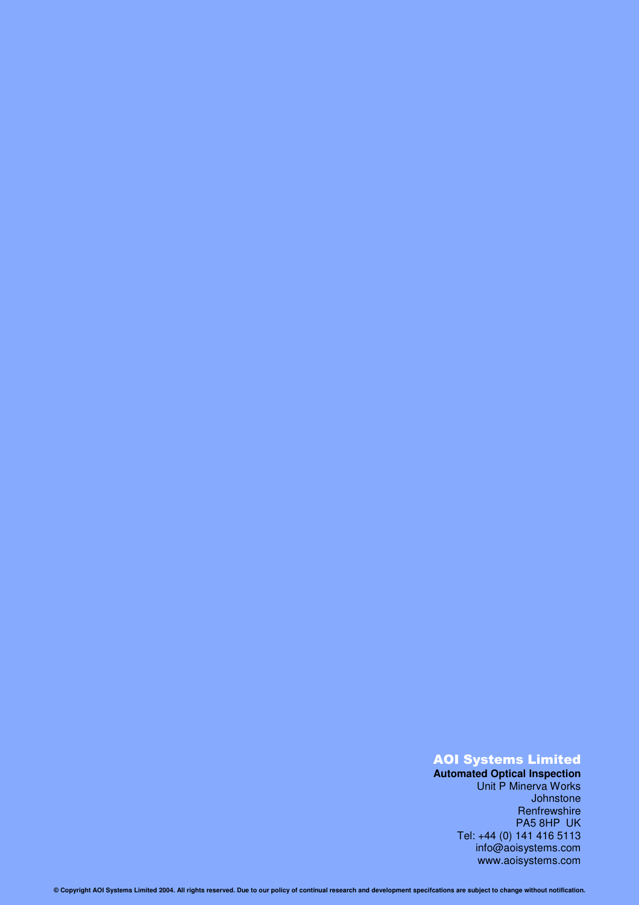**AOI Systems Limited**

**Automated Optical Inspection**

Unit P Minerva Works
Johnstone
Renfrewshire
PA5 8HP UK
Tel: +44 (0) 141 416 5113
info@aoisystems.com
www.aoisystems.com

**© Copyright AOI Systems Limited 2004. All rights reserved. Due to our policy of continual research and development specifcations are subject to change without notification.**